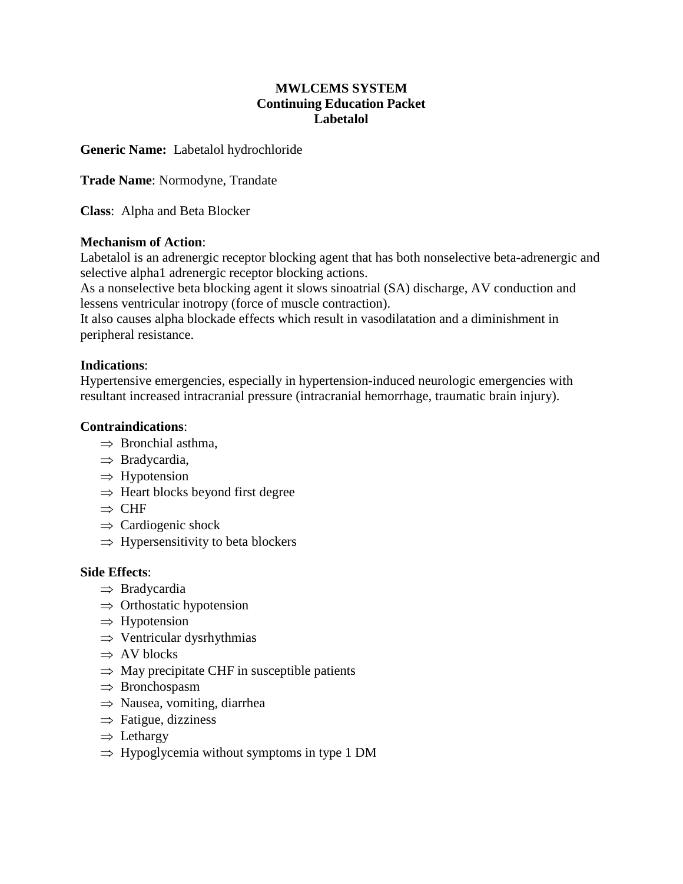# MWLCEMS SYSTEM
## Continuing Education Packet
## Labetalol

**Generic Name:** Labetalol hydrochloride

**Trade Name**: Normodyne, Trandate

**Class**: Alpha and Beta Blocker

**Mechanism of Action**:
Labetalol is an adrenergic receptor blocking agent that has both nonselective beta-adrenergic and selective alpha1 adrenergic receptor blocking actions.
As a nonselective beta blocking agent it slows sinoatrial (SA) discharge, AV conduction and lessens ventricular inotropy (force of muscle contraction).
It also causes alpha blockade effects which result in vasodilatation and a diminishment in peripheral resistance.

**Indications**:
Hypertensive emergencies, especially in hypertension-induced neurologic emergencies with resultant increased intracranial pressure (intracranial hemorrhage, traumatic brain injury).

**Contraindications**:

- ⇒ Bronchial asthma,
- ⇒ Bradycardia,
- ⇒ Hypotension
- ⇒ Heart blocks beyond first degree
- ⇒ CHF
- ⇒ Cardiogenic shock
- ⇒ Hypersensitivity to beta blockers

**Side Effects**:

- ⇒ Bradycardia
- ⇒ Orthostatic hypotension
- ⇒ Hypotension
- ⇒ Ventricular dysrhythmias
- ⇒ AV blocks
- ⇒ May precipitate CHF in susceptible patients
- ⇒ Bronchospasm
- ⇒ Nausea, vomiting, diarrhea
- ⇒ Fatigue, dizziness
- ⇒ Lethargy
- ⇒ Hypoglycemia without symptoms in type 1 DM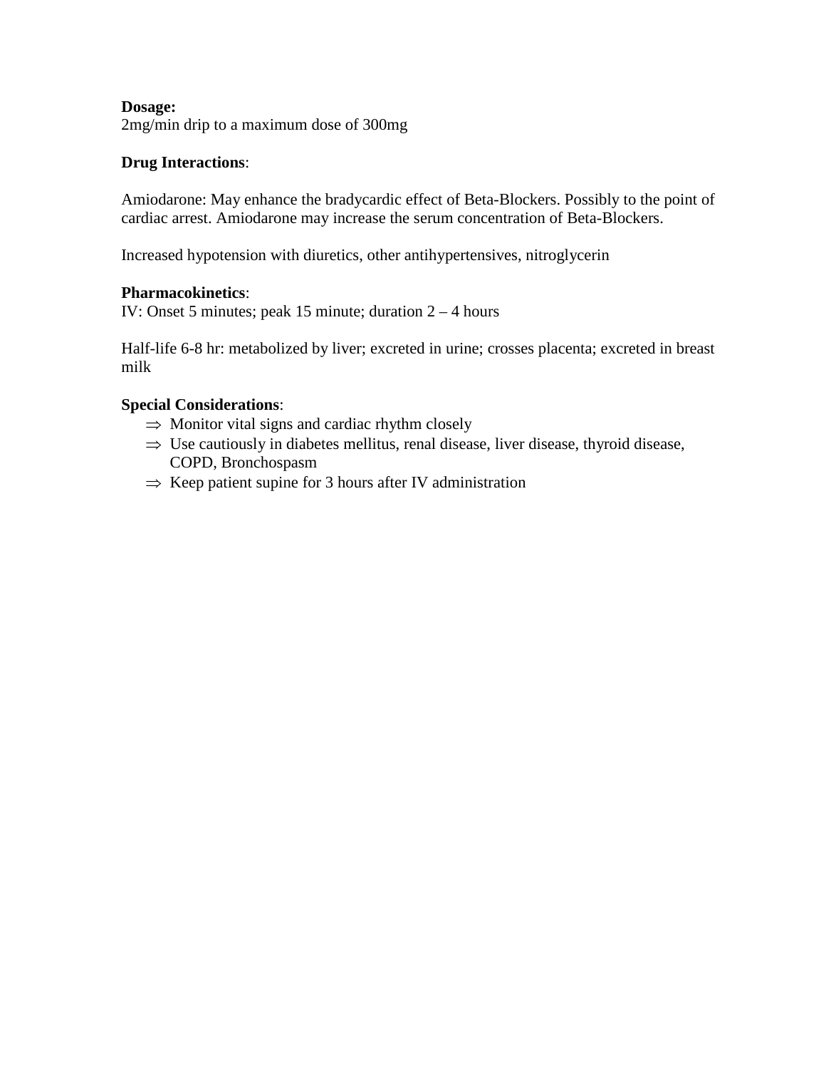**Dosage:**
2mg/min drip to a maximum dose of 300mg

**Drug Interactions**:

Amiodarone: May enhance the bradycardic effect of Beta-Blockers. Possibly to the point of cardiac arrest. Amiodarone may increase the serum concentration of Beta-Blockers.

Increased hypotension with diuretics, other antihypertensives, nitroglycerin

**Pharmacokinetics**:
IV: Onset 5 minutes; peak 15 minute; duration 2 – 4 hours

Half-life 6-8 hr: metabolized by liver; excreted in urine; crosses placenta; excreted in breast milk

**Special Considerations**:

- ⇒ Monitor vital signs and cardiac rhythm closely
- ⇒ Use cautiously in diabetes mellitus, renal disease, liver disease, thyroid disease, COPD, Bronchospasm
- ⇒ Keep patient supine for 3 hours after IV administration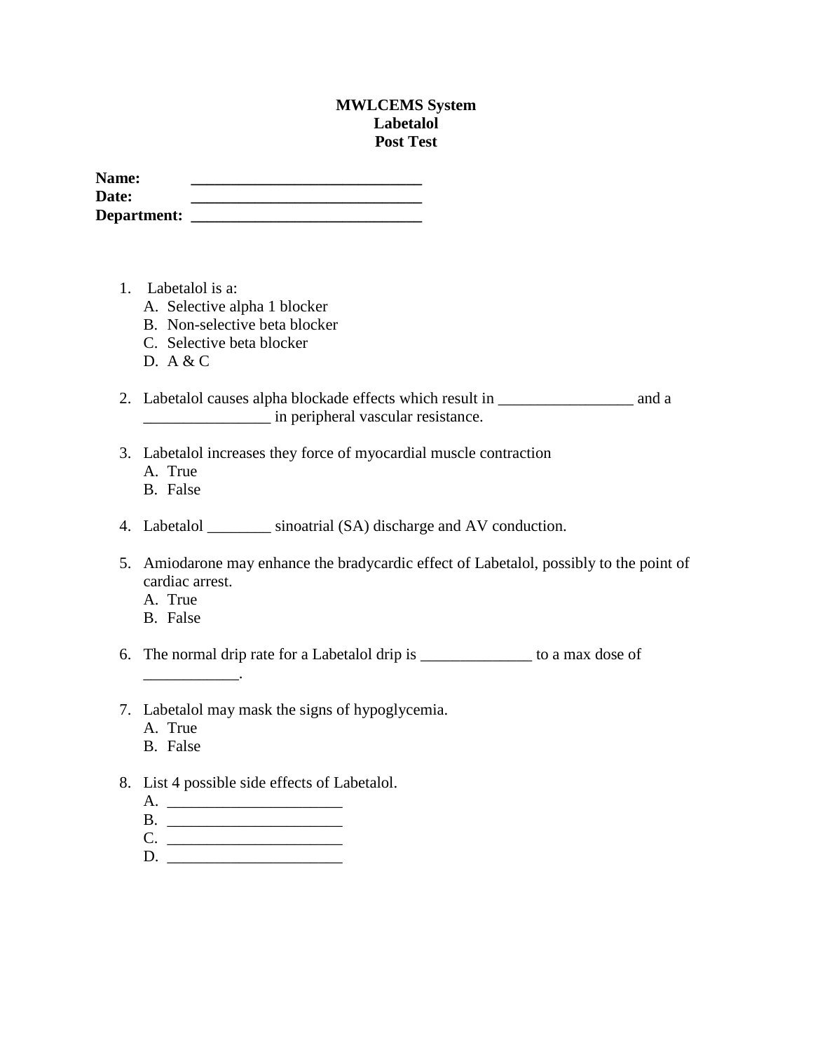**MWLCEMS System**
**Labetalol**
**Post Test**

**Name:** ______________________________
**Date:** ______________________________
**Department:** ______________________________

1. Labetalol is a:
   A. Selective alpha 1 blocker
   B. Non-selective beta blocker
   C. Selective beta blocker
   D. A & C

2. Labetalol causes alpha blockade effects which result in _________________ and a ________________ in peripheral vascular resistance.

3. Labetalol increases they force of myocardial muscle contraction
   A. True
   B. False

4. Labetalol ________ sinoatrial (SA) discharge and AV conduction.

5. Amiodarone may enhance the bradycardic effect of Labetalol, possibly to the point of cardiac arrest.
   A. True
   B. False

6. The normal drip rate for a Labetalol drip is ______________ to a max dose of ____________.

7. Labetalol may mask the signs of hypoglycemia.
   A. True
   B. False

8. List 4 possible side effects of Labetalol.
   A. ______________________
   B. ______________________
   C. ______________________
   D. ______________________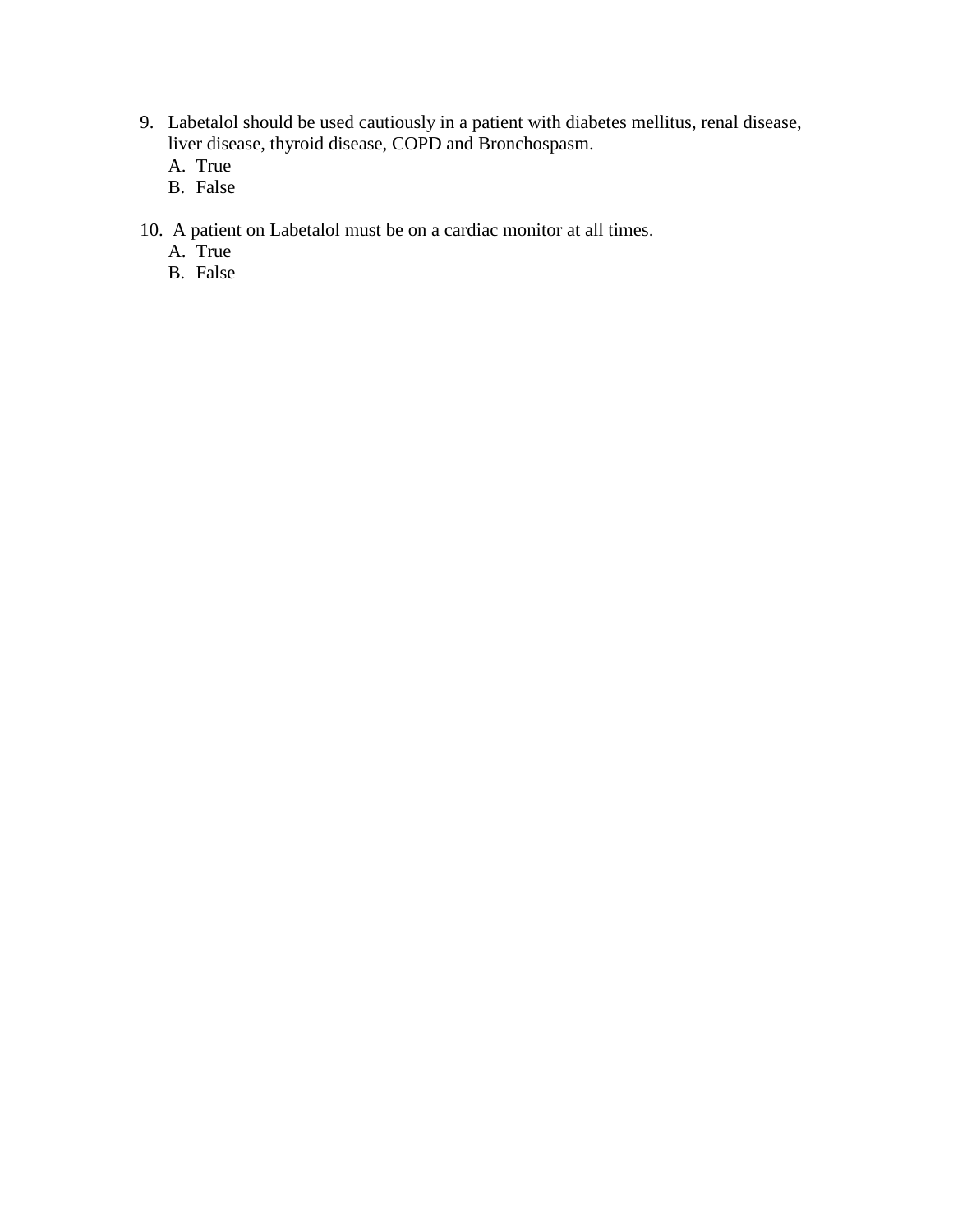9. Labetalol should be used cautiously in a patient with diabetes mellitus, renal disease, liver disease, thyroid disease, COPD and Bronchospasm.
   A. True
   B. False

10. A patient on Labetalol must be on a cardiac monitor at all times.
    A. True
    B. False